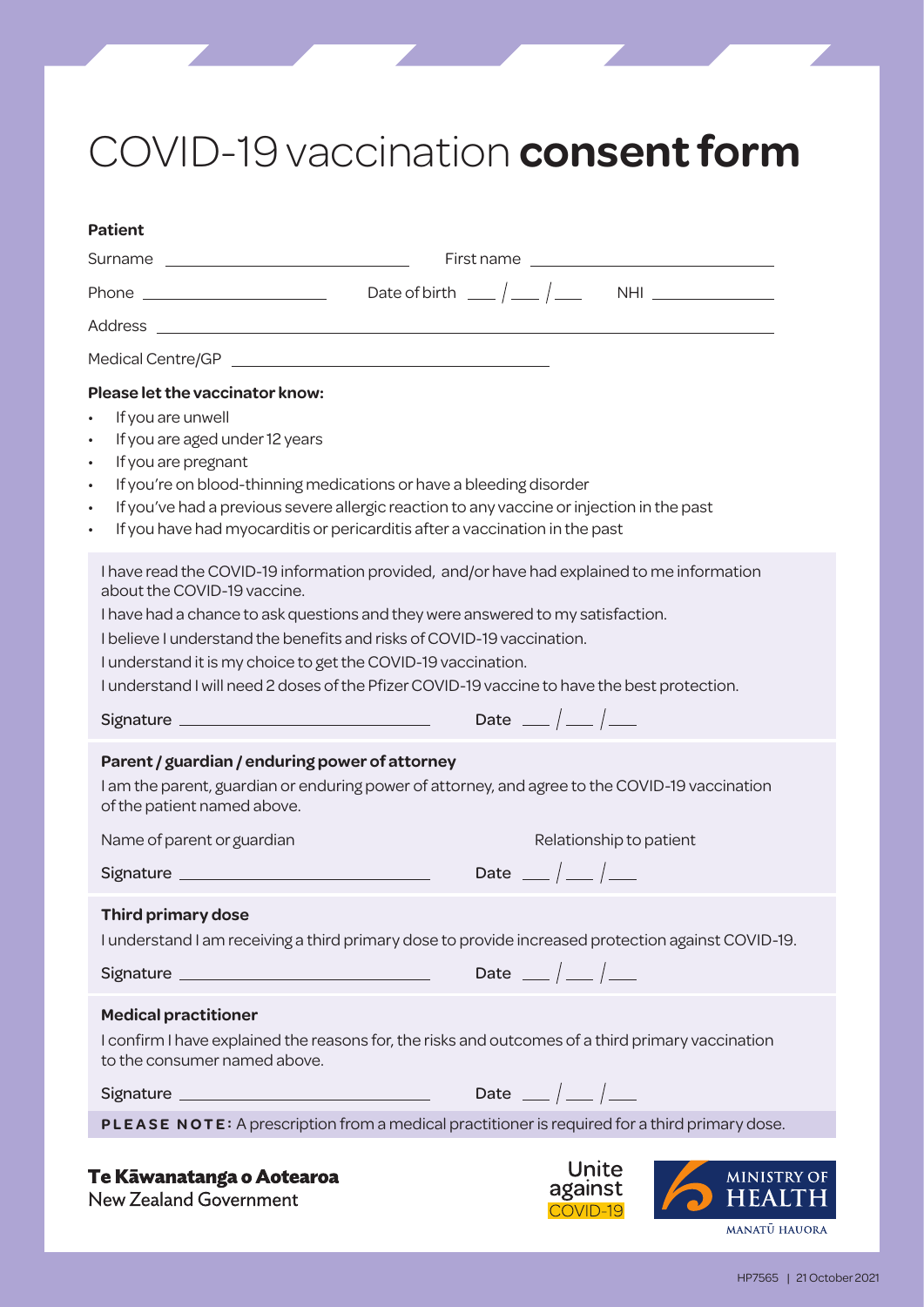# COVID-19 vaccination **consent form**

**Patient**

Surname ______________________ First name ______________________

Phone ____________________ Date of birth ___ / ___ / ___ NHI ______________

Address ______________________________________________________________

Medical Centre/GP ______________________________

**Please let the vaccinator know:**

- If you are unwell
- If you are aged under 12 years
- If you are pregnant
- If you're on blood-thinning medications or have a bleeding disorder
- If you've had a previous severe allergic reaction to any vaccine or injection in the past
- If you have had myocarditis or pericarditis after a vaccination in the past

I have read the COVID-19 information provided, and/or have had explained to me information about the COVID-19 vaccine.

I have had a chance to ask questions and they were answered to my satisfaction.

I believe I understand the benefits and risks of COVID-19 vaccination.

I understand it is my choice to get the COVID-19 vaccination.

I understand I will need 2 doses of the Pfizer COVID-19 vaccine to have the best protection.

Signature ______________________ Date ___ / ___ / ___

**Parent / guardian / enduring power of attorney**

I am the parent, guardian or enduring power of attorney, and agree to the COVID-19 vaccination of the patient named above.

Name of parent or guardian Relationship to patient

Signature ______________________ Date ___ / ___ / ___

**Third primary dose**

I understand I am receiving a third primary dose to provide increased protection against COVID-19.

Signature ______________________ Date ___ / ___ / ___

**Medical practitioner**

I confirm I have explained the reasons for, the risks and outcomes of a third primary vaccination to the consumer named above.

Signature ______________________ Date ___ / ___ / ___

**PLEASE NOTE:** A prescription from a medical practitioner is required for a third primary dose.

**Te Kāwanatanga o Aotearoa**
New Zealand Government

Unite against COVID-19

MINISTRY OF HEALTH
MANATŪ HAUORA

HP7565 | 21 October 2021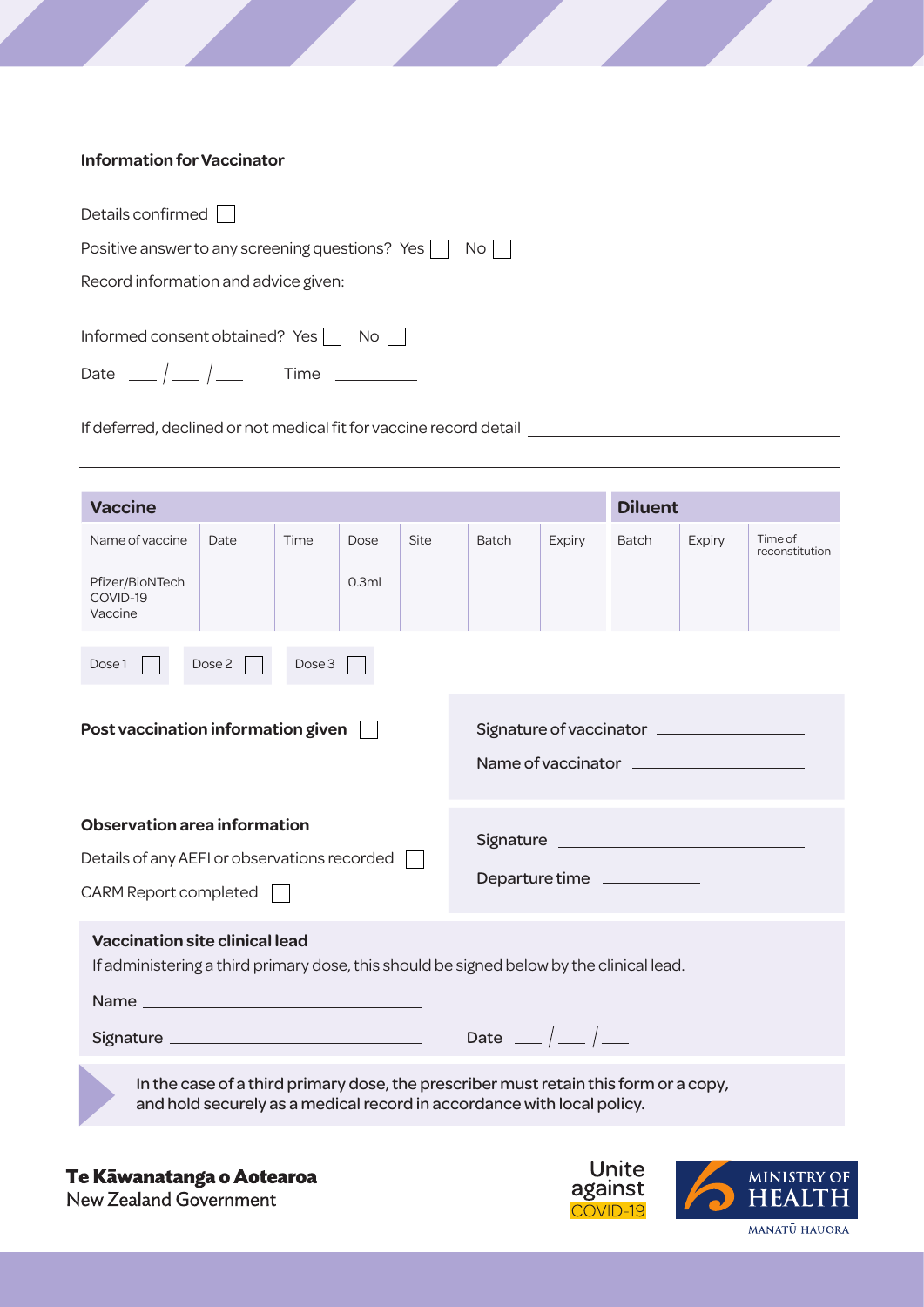**Information for Vaccinator**

Details confirmed ☐

Positive answer to any screening questions? Yes ☐ No ☐

Record information and advice given:

Informed consent obtained? Yes ☐ No ☐

Date ___ / ___ / ___ Time ________

If deferred, declined or not medical fit for vaccine record detail ________________________________

| Vaccine | | | | | | | Diluent | | |
|---|---|---|---|---|---|---|---|---|---|
| Name of vaccine | Date | Time | Dose | Site | Batch | Expiry | Batch | Expiry | Time of reconstitution |
| Pfizer/BioNTech COVID-19 Vaccine | | | 0.3ml | | | | | | |

Dose 1 ☐ Dose 2 ☐ Dose 3 ☐

**Post vaccination information given** ☐

Signature of vaccinator ________________

Name of vaccinator ________________

**Observation area information**

Details of any AEFI or observations recorded ☐

CARM Report completed ☐

Signature ________________

Departure time ________

**Vaccination site clinical lead**

If administering a third primary dose, this should be signed below by the clinical lead.

Name ________________

Signature ________________ Date ___ / ___ / ___

In the case of a third primary dose, the prescriber must retain this form or a copy, and hold securely as a medical record in accordance with local policy.

**Te Kāwanatanga o Aotearoa**
New Zealand Government

Unite against COVID-19

MINISTRY OF HEALTH
MANATŪ HAUORA